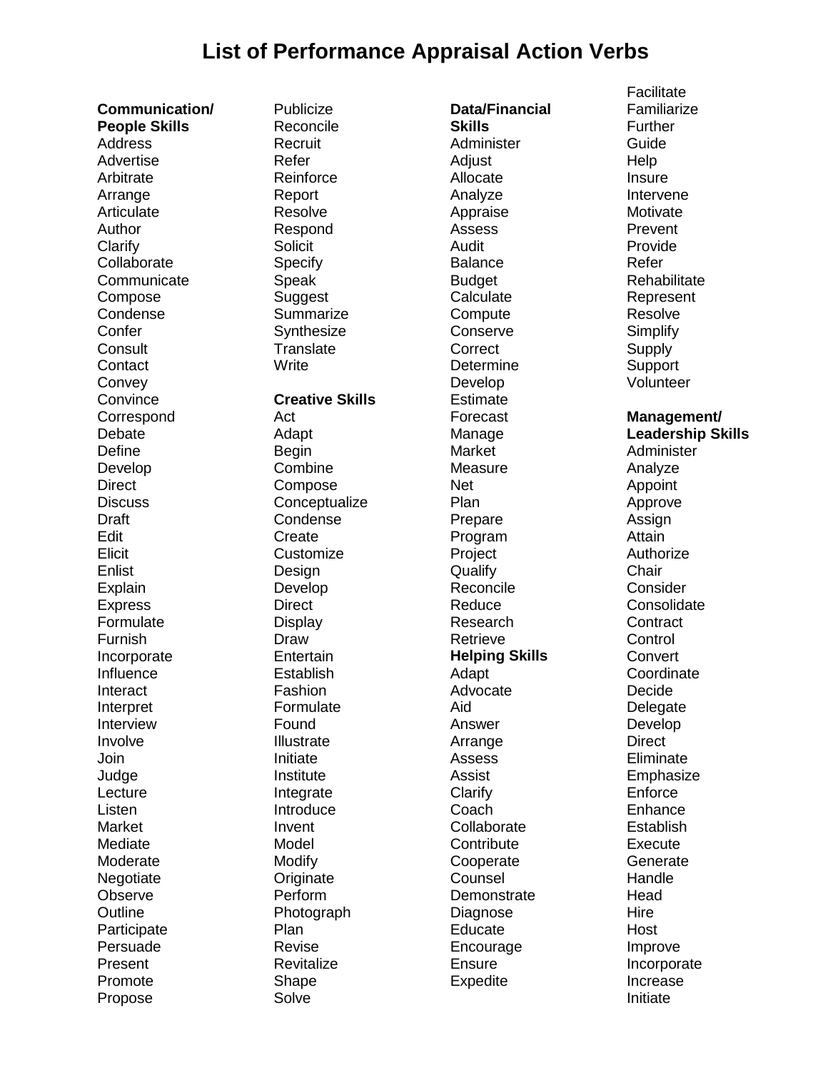# List of Performance Appraisal Action Verbs

**Communication/ People Skills**

Address
Advertise
Arbitrate
Arrange
Articulate
Author
Clarify
Collaborate
Communicate
Compose
Condense
Confer
Consult
Contact
Convey
Convince
Correspond
Debate
Define
Develop
Direct
Discuss
Draft
Edit
Elicit
Enlist
Explain
Express
Formulate
Furnish
Incorporate
Influence
Interact
Interpret
Interview
Involve
Join
Judge
Lecture
Listen
Market
Mediate
Moderate
Negotiate
Observe
Outline
Participate
Persuade
Present
Promote
Propose
Publicize
Reconcile
Recruit
Refer
Reinforce
Report
Resolve
Respond
Solicit
Specify
Speak
Suggest
Summarize
Synthesize
Translate
Write

**Creative Skills**

Act
Adapt
Begin
Combine
Compose
Conceptualize
Condense
Create
Customize
Design
Develop
Direct
Display
Draw
Entertain
Establish
Fashion
Formulate
Found
Illustrate
Initiate
Institute
Integrate
Introduce
Invent
Model
Modify
Originate
Perform
Photograph
Plan
Revise
Revitalize
Shape
Solve

**Data/Financial Skills**

Administer
Adjust
Allocate
Analyze
Appraise
Assess
Audit
Balance
Budget
Calculate
Compute
Conserve
Correct
Determine
Develop
Estimate
Forecast
Manage
Market
Measure
Net
Plan
Prepare
Program
Project
Qualify
Reconcile
Reduce
Research
Retrieve

**Helping Skills**

Adapt
Advocate
Aid
Answer
Arrange
Assess
Assist
Clarify
Coach
Collaborate
Contribute
Cooperate
Counsel
Demonstrate
Diagnose
Educate
Encourage
Ensure
Expedite
Facilitate
Familiarize
Further
Guide
Help
Insure
Intervene
Motivate
Prevent
Provide
Refer
Rehabilitate
Represent
Resolve
Simplify
Supply
Support
Volunteer

**Management/ Leadership Skills**

Administer
Analyze
Appoint
Approve
Assign
Attain
Authorize
Chair
Consider
Consolidate
Contract
Control
Convert
Coordinate
Decide
Delegate
Develop
Direct
Eliminate
Emphasize
Enforce
Enhance
Establish
Execute
Generate
Handle
Head
Hire
Host
Improve
Incorporate
Increase
Initiate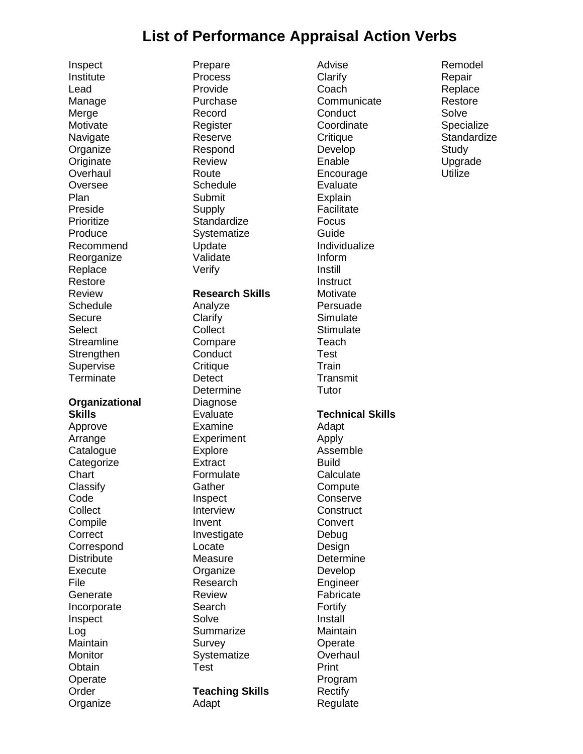# List of Performance Appraisal Action Verbs

Inspect
Institute
Lead
Manage
Merge
Motivate
Navigate
Organize
Originate
Overhaul
Oversee
Plan
Preside
Prioritize
Produce
Recommend
Reorganize
Replace
Restore
Review
Schedule
Secure
Select
Streamline
Strengthen
Supervise
Terminate

**Organizational Skills**

Approve
Arrange
Catalogue
Categorize
Chart
Classify
Code
Collect
Compile
Correct
Correspond
Distribute
Execute
File
Generate
Incorporate
Inspect
Log
Maintain
Monitor
Obtain
Operate
Order
Organize
Prepare
Process
Provide
Purchase
Record
Register
Reserve
Respond
Review
Route
Schedule
Submit
Supply
Standardize
Systematize
Update
Validate
Verify

**Research Skills**

Analyze
Clarify
Collect
Compare
Conduct
Critique
Detect
Determine
Diagnose
Evaluate
Examine
Experiment
Explore
Extract
Formulate
Gather
Inspect
Interview
Invent
Investigate
Locate
Measure
Organize
Research
Review
Search
Solve
Summarize
Survey
Systematize
Test

**Teaching Skills**

Adapt
Advise
Clarify
Coach
Communicate
Conduct
Coordinate
Critique
Develop
Enable
Encourage
Evaluate
Explain
Facilitate
Focus
Guide
Individualize
Inform
Instill
Instruct
Motivate
Persuade
Simulate
Stimulate
Teach
Test
Train
Transmit
Tutor

**Technical Skills**

Adapt
Apply
Assemble
Build
Calculate
Compute
Conserve
Construct
Convert
Debug
Design
Determine
Develop
Engineer
Fabricate
Fortify
Install
Maintain
Operate
Overhaul
Print
Program
Rectify
Regulate
Remodel
Repair
Replace
Restore
Solve
Specialize
Standardize
Study
Upgrade
Utilize